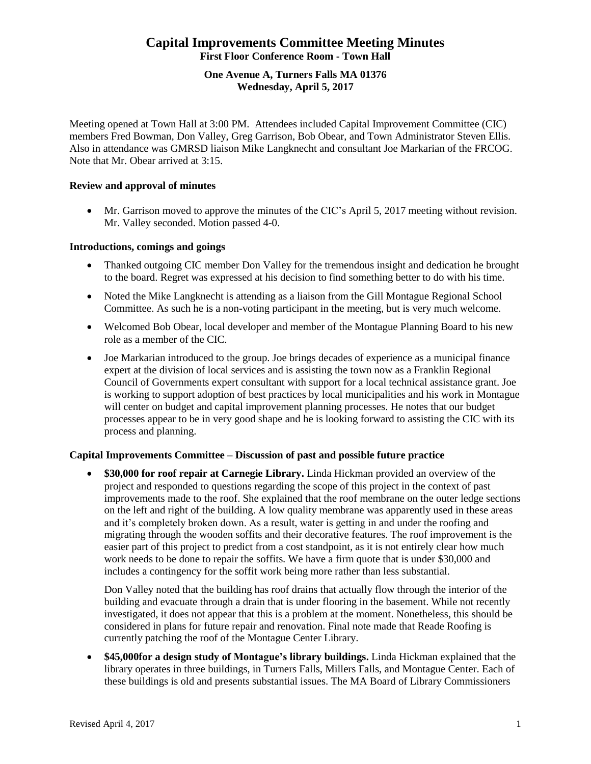# Capital Improvements Committee Meeting Minutes

**First Floor Conference Room - Town Hall**

**One Avenue A, Turners Falls MA 01376**
**Wednesday, April 5, 2017**

Meeting opened at Town Hall at 3:00 PM. Attendees included Capital Improvement Committee (CIC) members Fred Bowman, Don Valley, Greg Garrison, Bob Obear, and Town Administrator Steven Ellis. Also in attendance was GMRSD liaison Mike Langknecht and consultant Joe Markarian of the FRCOG. Note that Mr. Obear arrived at 3:15.

### Review and approval of minutes

- Mr. Garrison moved to approve the minutes of the CIC's April 5, 2017 meeting without revision. Mr. Valley seconded. Motion passed 4-0.

### Introductions, comings and goings

- Thanked outgoing CIC member Don Valley for the tremendous insight and dedication he brought to the board. Regret was expressed at his decision to find something better to do with his time.
- Noted the Mike Langknecht is attending as a liaison from the Gill Montague Regional School Committee. As such he is a non-voting participant in the meeting, but is very much welcome.
- Welcomed Bob Obear, local developer and member of the Montague Planning Board to his new role as a member of the CIC.
- Joe Markarian introduced to the group. Joe brings decades of experience as a municipal finance expert at the division of local services and is assisting the town now as a Franklin Regional Council of Governments expert consultant with support for a local technical assistance grant. Joe is working to support adoption of best practices by local municipalities and his work in Montague will center on budget and capital improvement planning processes. He notes that our budget processes appear to be in very good shape and he is looking forward to assisting the CIC with its process and planning.

### Capital Improvements Committee – Discussion of past and possible future practice

- **$30,000 for roof repair at Carnegie Library.** Linda Hickman provided an overview of the project and responded to questions regarding the scope of this project in the context of past improvements made to the roof. She explained that the roof membrane on the outer ledge sections on the left and right of the building. A low quality membrane was apparently used in these areas and it's completely broken down. As a result, water is getting in and under the roofing and migrating through the wooden soffits and their decorative features. The roof improvement is the easier part of this project to predict from a cost standpoint, as it is not entirely clear how much work needs to be done to repair the soffits. We have a firm quote that is under $30,000 and includes a contingency for the soffit work being more rather than less substantial.

  Don Valley noted that the building has roof drains that actually flow through the interior of the building and evacuate through a drain that is under flooring in the basement. While not recently investigated, it does not appear that this is a problem at the moment. Nonetheless, this should be considered in plans for future repair and renovation. Final note made that Reade Roofing is currently patching the roof of the Montague Center Library.

- **$45,000for a design study of Montague's library buildings.** Linda Hickman explained that the library operates in three buildings, in Turners Falls, Millers Falls, and Montague Center. Each of these buildings is old and presents substantial issues. The MA Board of Library Commissioners

Revised April 4, 2017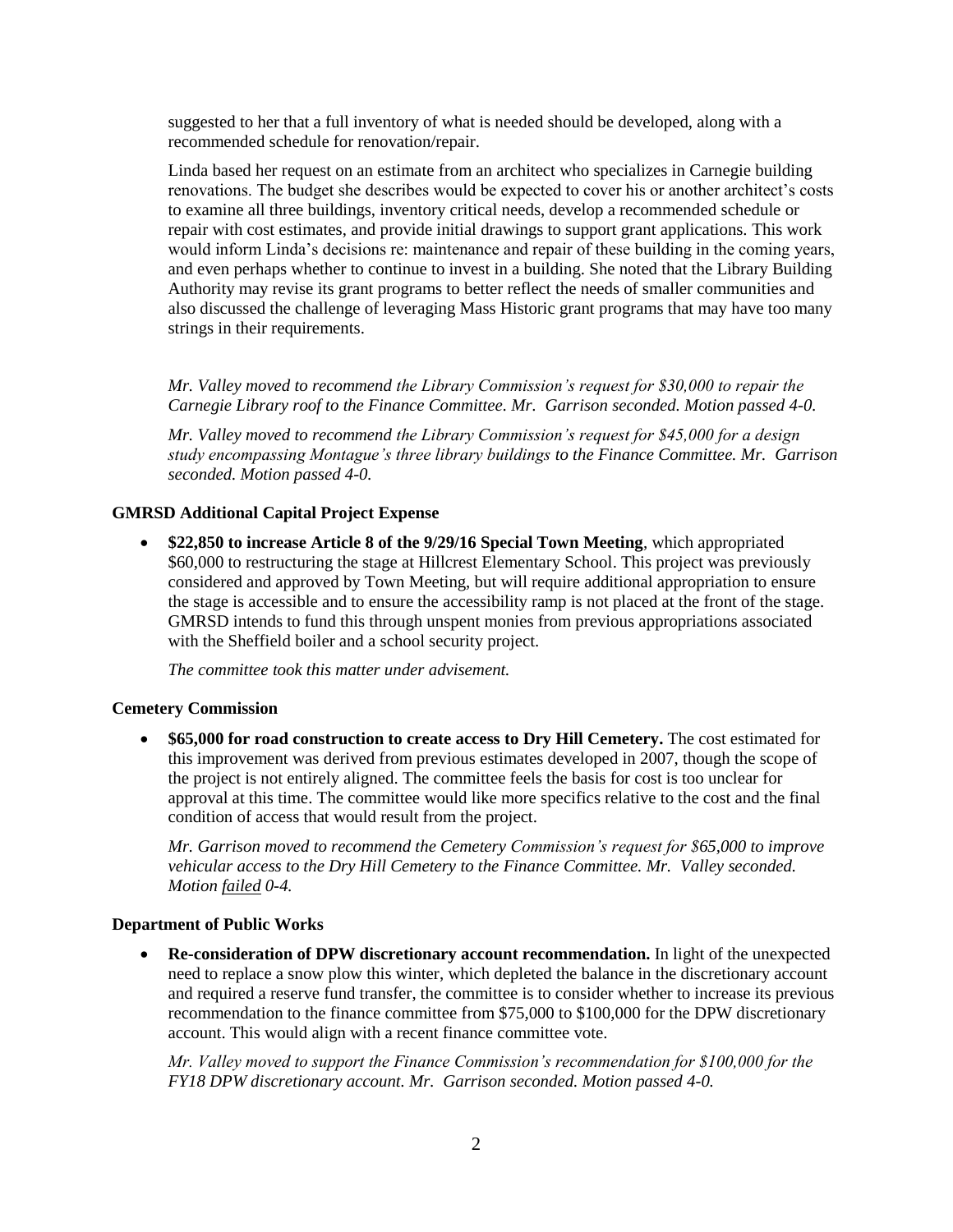suggested to her that a full inventory of what is needed should be developed, along with a recommended schedule for renovation/repair.

Linda based her request on an estimate from an architect who specializes in Carnegie building renovations. The budget she describes would be expected to cover his or another architect's costs to examine all three buildings, inventory critical needs, develop a recommended schedule or repair with cost estimates, and provide initial drawings to support grant applications. This work would inform Linda's decisions re: maintenance and repair of these building in the coming years, and even perhaps whether to continue to invest in a building. She noted that the Library Building Authority may revise its grant programs to better reflect the needs of smaller communities and also discussed the challenge of leveraging Mass Historic grant programs that may have too many strings in their requirements.

*Mr. Valley moved to recommend the Library Commission's request for $30,000 to repair the Carnegie Library roof to the Finance Committee. Mr. Garrison seconded. Motion passed 4-0.*

*Mr. Valley moved to recommend the Library Commission's request for $45,000 for a design study encompassing Montague's three library buildings to the Finance Committee. Mr. Garrison seconded. Motion passed 4-0.*

**GMRSD Additional Capital Project Expense**

- **$22,850 to increase Article 8 of the 9/29/16 Special Town Meeting**, which appropriated $60,000 to restructuring the stage at Hillcrest Elementary School. This project was previously considered and approved by Town Meeting, but will require additional appropriation to ensure the stage is accessible and to ensure the accessibility ramp is not placed at the front of the stage. GMRSD intends to fund this through unspent monies from previous appropriations associated with the Sheffield boiler and a school security project.

  *The committee took this matter under advisement.*

**Cemetery Commission**

- **$65,000 for road construction to create access to Dry Hill Cemetery.** The cost estimated for this improvement was derived from previous estimates developed in 2007, though the scope of the project is not entirely aligned. The committee feels the basis for cost is too unclear for approval at this time. The committee would like more specifics relative to the cost and the final condition of access that would result from the project.

  *Mr. Garrison moved to recommend the Cemetery Commission's request for $65,000 to improve vehicular access to the Dry Hill Cemetery to the Finance Committee. Mr. Valley seconded. Motion failed 0-4.*

**Department of Public Works**

- **Re-consideration of DPW discretionary account recommendation.** In light of the unexpected need to replace a snow plow this winter, which depleted the balance in the discretionary account and required a reserve fund transfer, the committee is to consider whether to increase its previous recommendation to the finance committee from $75,000 to $100,000 for the DPW discretionary account. This would align with a recent finance committee vote.

  *Mr. Valley moved to support the Finance Commission's recommendation for $100,000 for the FY18 DPW discretionary account. Mr. Garrison seconded. Motion passed 4-0.*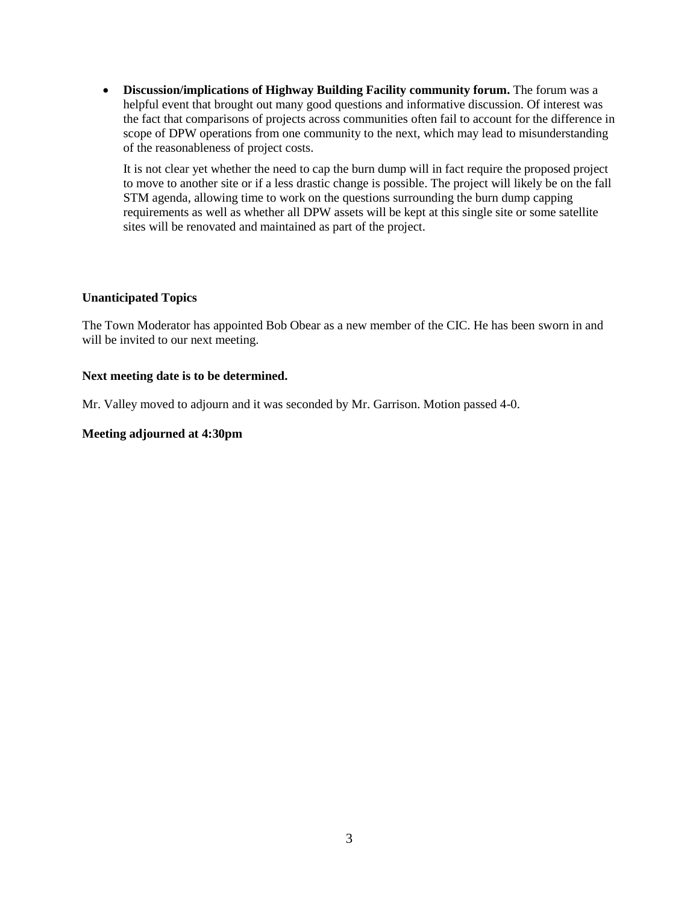- **Discussion/implications of Highway Building Facility community forum.** The forum was a helpful event that brought out many good questions and informative discussion. Of interest was the fact that comparisons of projects across communities often fail to account for the difference in scope of DPW operations from one community to the next, which may lead to misunderstanding of the reasonableness of project costs.

  It is not clear yet whether the need to cap the burn dump will in fact require the proposed project to move to another site or if a less drastic change is possible. The project will likely be on the fall STM agenda, allowing time to work on the questions surrounding the burn dump capping requirements as well as whether all DPW assets will be kept at this single site or some satellite sites will be renovated and maintained as part of the project.

**Unanticipated Topics**

The Town Moderator has appointed Bob Obear as a new member of the CIC. He has been sworn in and will be invited to our next meeting.

**Next meeting date is to be determined.**

Mr. Valley moved to adjourn and it was seconded by Mr. Garrison. Motion passed 4-0.

**Meeting adjourned at 4:30pm**